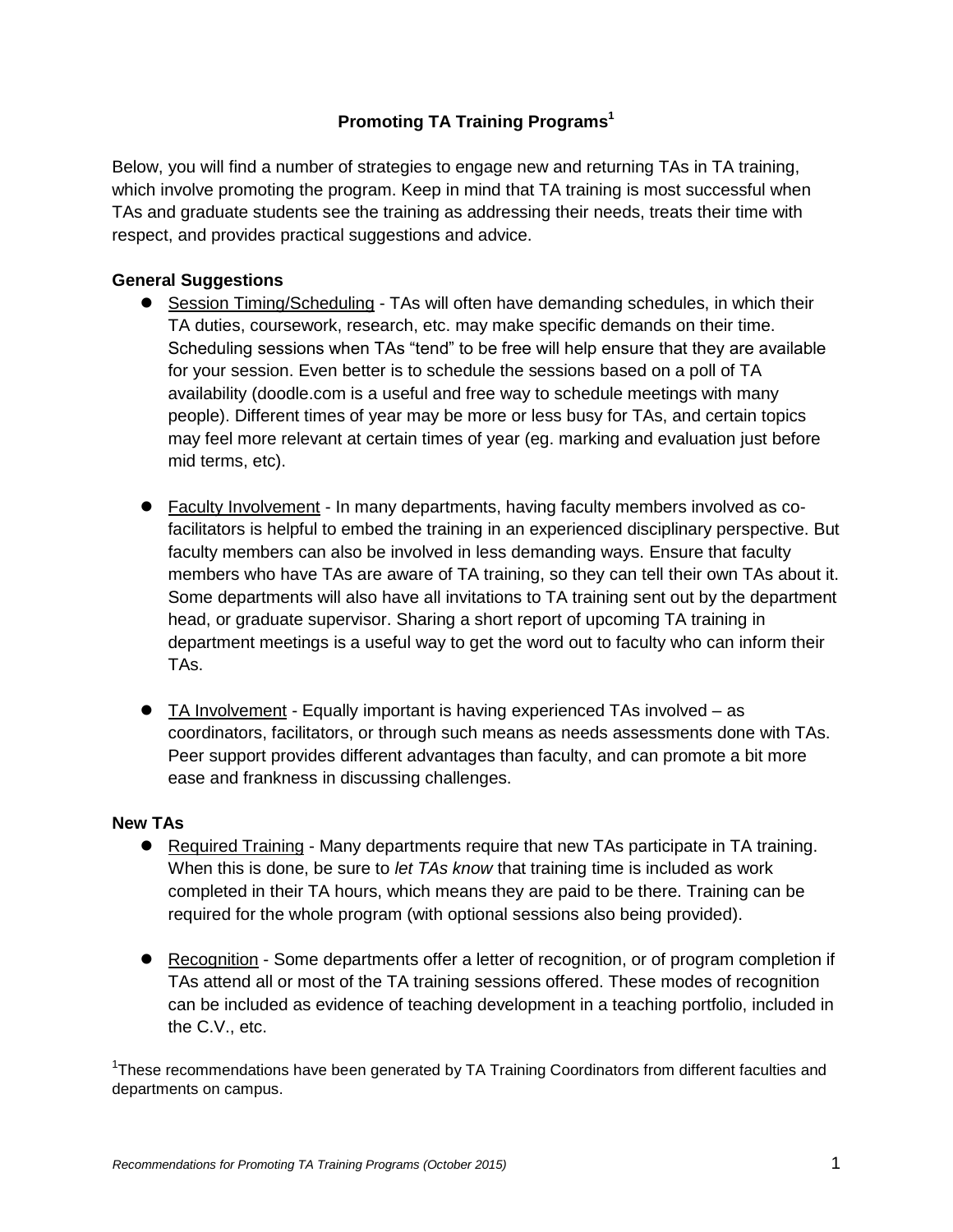# Promoting TA Training Programs[1]

Below, you will find a number of strategies to engage new and returning TAs in TA training, which involve promoting the program. Keep in mind that TA training is most successful when TAs and graduate students see the training as addressing their needs, treats their time with respect, and provides practical suggestions and advice.

**General Suggestions**

- Session Timing/Scheduling - TAs will often have demanding schedules, in which their TA duties, coursework, research, etc. may make specific demands on their time. Scheduling sessions when TAs "tend" to be free will help ensure that they are available for your session. Even better is to schedule the sessions based on a poll of TA availability (doodle.com is a useful and free way to schedule meetings with many people). Different times of year may be more or less busy for TAs, and certain topics may feel more relevant at certain times of year (eg. marking and evaluation just before mid terms, etc).

- Faculty Involvement - In many departments, having faculty members involved as co-facilitators is helpful to embed the training in an experienced disciplinary perspective. But faculty members can also be involved in less demanding ways. Ensure that faculty members who have TAs are aware of TA training, so they can tell their own TAs about it. Some departments will also have all invitations to TA training sent out by the department head, or graduate supervisor. Sharing a short report of upcoming TA training in department meetings is a useful way to get the word out to faculty who can inform their TAs.

- TA Involvement - Equally important is having experienced TAs involved – as coordinators, facilitators, or through such means as needs assessments done with TAs. Peer support provides different advantages than faculty, and can promote a bit more ease and frankness in discussing challenges.

**New TAs**

- Required Training - Many departments require that new TAs participate in TA training. When this is done, be sure to *let TAs know* that training time is included as work completed in their TA hours, which means they are paid to be there. Training can be required for the whole program (with optional sessions also being provided).

- Recognition - Some departments offer a letter of recognition, or of program completion if TAs attend all or most of the TA training sessions offered. These modes of recognition can be included as evidence of teaching development in a teaching portfolio, included in the C.V., etc.

[1]These recommendations have been generated by TA Training Coordinators from different faculties and departments on campus.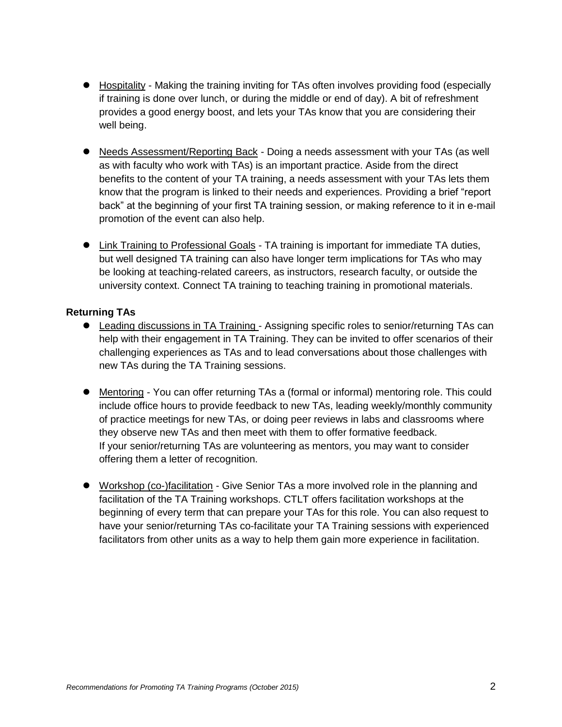- Hospitality - Making the training inviting for TAs often involves providing food (especially if training is done over lunch, or during the middle or end of day). A bit of refreshment provides a good energy boost, and lets your TAs know that you are considering their well being.

- Needs Assessment/Reporting Back - Doing a needs assessment with your TAs (as well as with faculty who work with TAs) is an important practice. Aside from the direct benefits to the content of your TA training, a needs assessment with your TAs lets them know that the program is linked to their needs and experiences. Providing a brief "report back" at the beginning of your first TA training session, or making reference to it in e-mail promotion of the event can also help.

- Link Training to Professional Goals - TA training is important for immediate TA duties, but well designed TA training can also have longer term implications for TAs who may be looking at teaching-related careers, as instructors, research faculty, or outside the university context. Connect TA training to teaching training in promotional materials.

**Returning TAs**

- Leading discussions in TA Training - Assigning specific roles to senior/returning TAs can help with their engagement in TA Training. They can be invited to offer scenarios of their challenging experiences as TAs and to lead conversations about those challenges with new TAs during the TA Training sessions.

- Mentoring - You can offer returning TAs a (formal or informal) mentoring role. This could include office hours to provide feedback to new TAs, leading weekly/monthly community of practice meetings for new TAs, or doing peer reviews in labs and classrooms where they observe new TAs and then meet with them to offer formative feedback.
  If your senior/returning TAs are volunteering as mentors, you may want to consider offering them a letter of recognition.

- Workshop (co-)facilitation - Give Senior TAs a more involved role in the planning and facilitation of the TA Training workshops. CTLT offers facilitation workshops at the beginning of every term that can prepare your TAs for this role. You can also request to have your senior/returning TAs co-facilitate your TA Training sessions with experienced facilitators from other units as a way to help them gain more experience in facilitation.